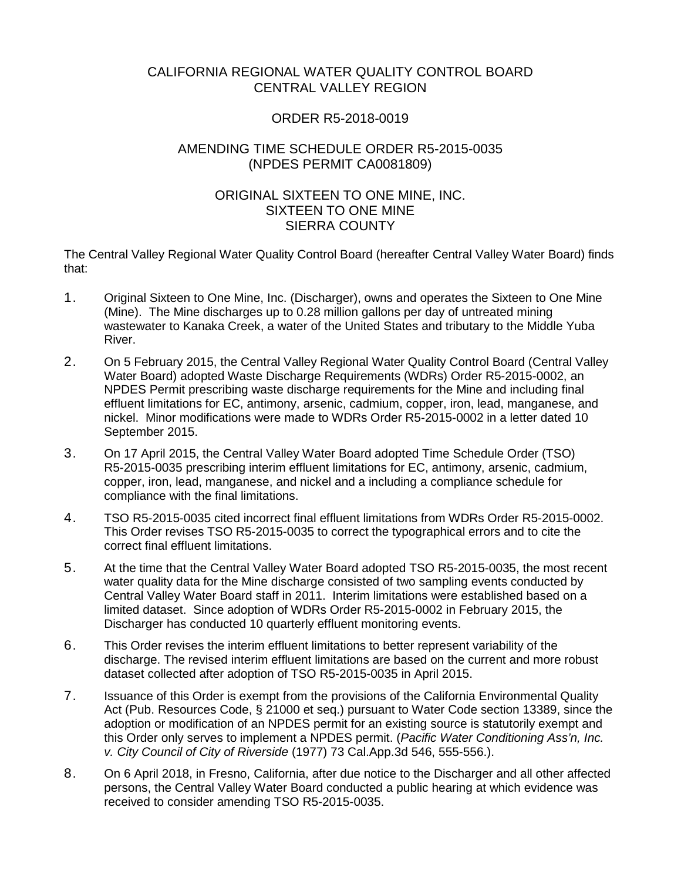CALIFORNIA REGIONAL WATER QUALITY CONTROL BOARD
CENTRAL VALLEY REGION

ORDER R5-2018-0019

AMENDING TIME SCHEDULE ORDER R5-2015-0035
(NPDES PERMIT CA0081809)

ORIGINAL SIXTEEN TO ONE MINE, INC.
SIXTEEN TO ONE MINE
SIERRA COUNTY

The Central Valley Regional Water Quality Control Board (hereafter Central Valley Water Board) finds that:

1. Original Sixteen to One Mine, Inc. (Discharger), owns and operates the Sixteen to One Mine (Mine). The Mine discharges up to 0.28 million gallons per day of untreated mining wastewater to Kanaka Creek, a water of the United States and tributary to the Middle Yuba River.
2. On 5 February 2015, the Central Valley Regional Water Quality Control Board (Central Valley Water Board) adopted Waste Discharge Requirements (WDRs) Order R5-2015-0002, an NPDES Permit prescribing waste discharge requirements for the Mine and including final effluent limitations for EC, antimony, arsenic, cadmium, copper, iron, lead, manganese, and nickel. Minor modifications were made to WDRs Order R5-2015-0002 in a letter dated 10 September 2015.
3. On 17 April 2015, the Central Valley Water Board adopted Time Schedule Order (TSO) R5-2015-0035 prescribing interim effluent limitations for EC, antimony, arsenic, cadmium, copper, iron, lead, manganese, and nickel and a including a compliance schedule for compliance with the final limitations.
4. TSO R5-2015-0035 cited incorrect final effluent limitations from WDRs Order R5-2015-0002. This Order revises TSO R5-2015-0035 to correct the typographical errors and to cite the correct final effluent limitations.
5. At the time that the Central Valley Water Board adopted TSO R5-2015-0035, the most recent water quality data for the Mine discharge consisted of two sampling events conducted by Central Valley Water Board staff in 2011. Interim limitations were established based on a limited dataset. Since adoption of WDRs Order R5-2015-0002 in February 2015, the Discharger has conducted 10 quarterly effluent monitoring events.
6. This Order revises the interim effluent limitations to better represent variability of the discharge. The revised interim effluent limitations are based on the current and more robust dataset collected after adoption of TSO R5-2015-0035 in April 2015.
7. Issuance of this Order is exempt from the provisions of the California Environmental Quality Act (Pub. Resources Code, § 21000 et seq.) pursuant to Water Code section 13389, since the adoption or modification of an NPDES permit for an existing source is statutorily exempt and this Order only serves to implement a NPDES permit. (*Pacific Water Conditioning Ass'n, Inc. v. City Council of City of Riverside* (1977) 73 Cal.App.3d 546, 555-556.).
8. On 6 April 2018, in Fresno, California, after due notice to the Discharger and all other affected persons, the Central Valley Water Board conducted a public hearing at which evidence was received to consider amending TSO R5-2015-0035.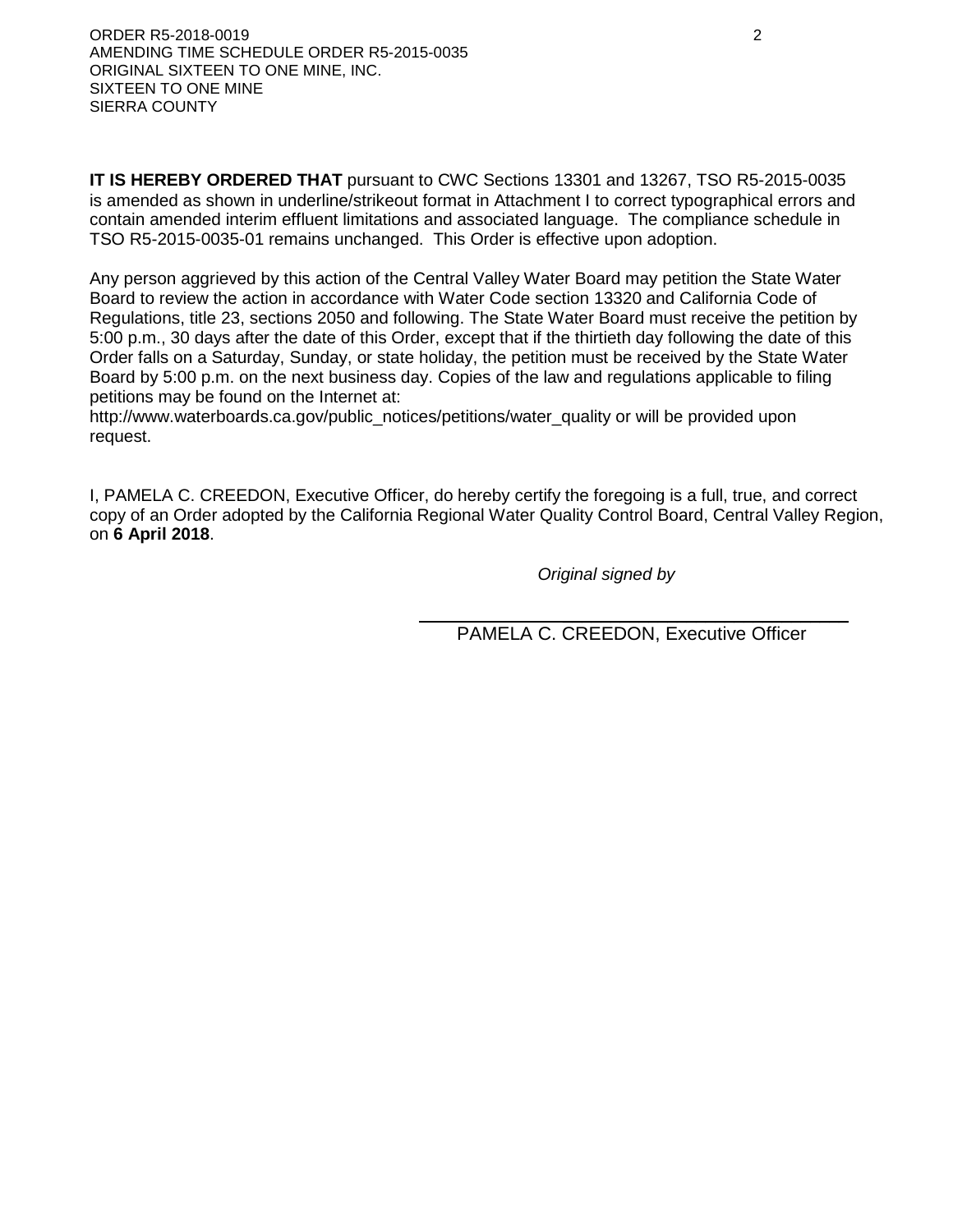**IT IS HEREBY ORDERED THAT** pursuant to CWC Sections 13301 and 13267, TSO R5-2015-0035 is amended as shown in underline/strikeout format in Attachment I to correct typographical errors and contain amended interim effluent limitations and associated language. The compliance schedule in TSO R5-2015-0035-01 remains unchanged. This Order is effective upon adoption.

Any person aggrieved by this action of the Central Valley Water Board may petition the State Water Board to review the action in accordance with Water Code section 13320 and California Code of Regulations, title 23, sections 2050 and following. The State Water Board must receive the petition by 5:00 p.m., 30 days after the date of this Order, except that if the thirtieth day following the date of this Order falls on a Saturday, Sunday, or state holiday, the petition must be received by the State Water Board by 5:00 p.m. on the next business day. Copies of the law and regulations applicable to filing petitions may be found on the Internet at:
http://www.waterboards.ca.gov/public_notices/petitions/water_quality or will be provided upon request.

I, PAMELA C. CREEDON, Executive Officer, do hereby certify the foregoing is a full, true, and correct copy of an Order adopted by the California Regional Water Quality Control Board, Central Valley Region, on **6 April 2018**.

*Original signed by*

PAMELA C. CREEDON, Executive Officer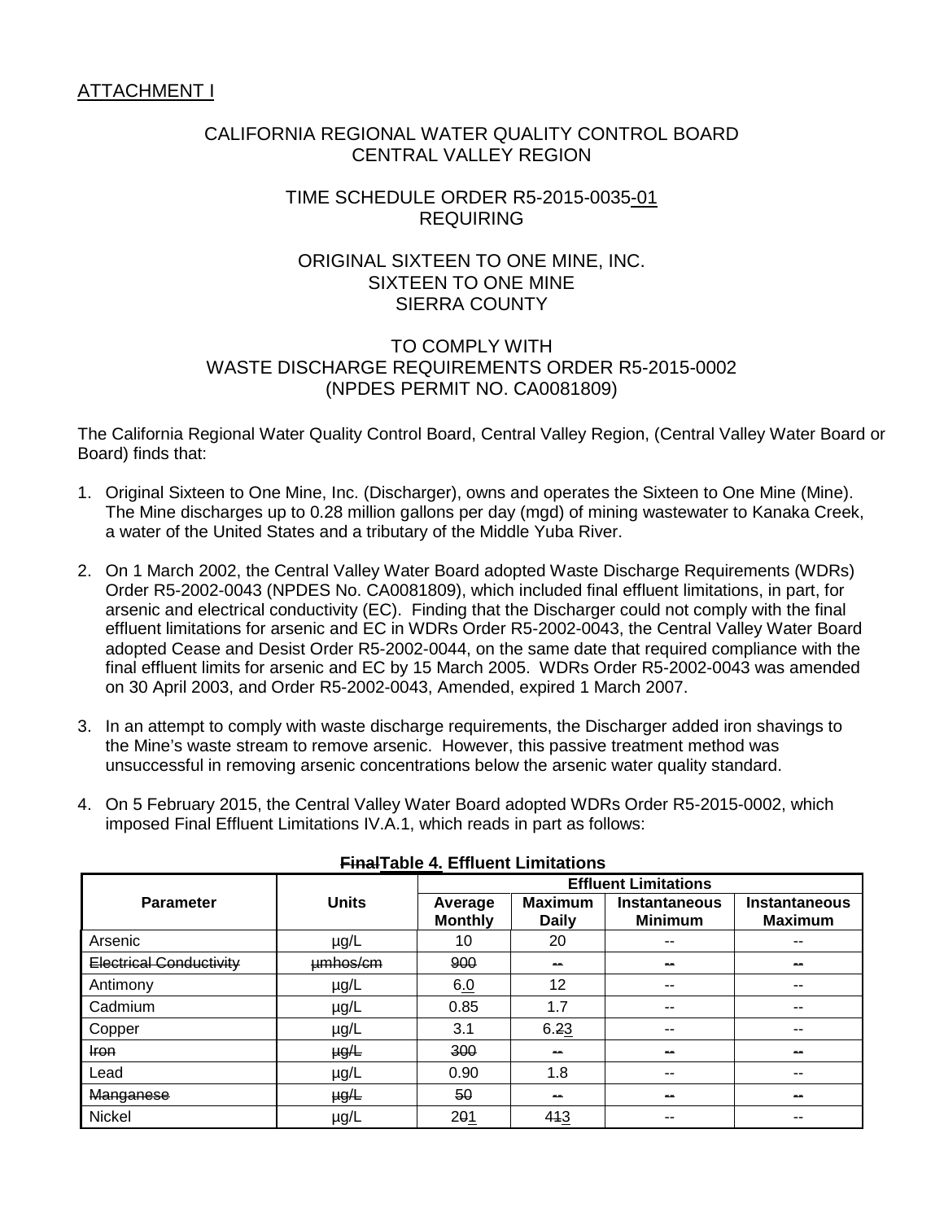ATTACHMENT I

CALIFORNIA REGIONAL WATER QUALITY CONTROL BOARD
CENTRAL VALLEY REGION

TIME SCHEDULE ORDER R5-2015-0035-01
REQUIRING

ORIGINAL SIXTEEN TO ONE MINE, INC.
SIXTEEN TO ONE MINE
SIERRA COUNTY

TO COMPLY WITH
WASTE DISCHARGE REQUIREMENTS ORDER R5-2015-0002
(NPDES PERMIT NO. CA0081809)

The California Regional Water Quality Control Board, Central Valley Region, (Central Valley Water Board or Board) finds that:

1. Original Sixteen to One Mine, Inc. (Discharger), owns and operates the Sixteen to One Mine (Mine). The Mine discharges up to 0.28 million gallons per day (mgd) of mining wastewater to Kanaka Creek, a water of the United States and a tributary of the Middle Yuba River.

2. On 1 March 2002, the Central Valley Water Board adopted Waste Discharge Requirements (WDRs) Order R5-2002-0043 (NPDES No. CA0081809), which included final effluent limitations, in part, for arsenic and electrical conductivity (EC). Finding that the Discharger could not comply with the final effluent limitations for arsenic and EC in WDRs Order R5-2002-0043, the Central Valley Water Board adopted Cease and Desist Order R5-2002-0044, on the same date that required compliance with the final effluent limits for arsenic and EC by 15 March 2005. WDRs Order R5-2002-0043 was amended on 30 April 2003, and Order R5-2002-0043, Amended, expired 1 March 2007.

3. In an attempt to comply with waste discharge requirements, the Discharger added iron shavings to the Mine's waste stream to remove arsenic. However, this passive treatment method was unsuccessful in removing arsenic concentrations below the arsenic water quality standard.

4. On 5 February 2015, the Central Valley Water Board adopted WDRs Order R5-2015-0002, which imposed Final Effluent Limitations IV.A.1, which reads in part as follows:

**~~Final~~Table 4. Effluent Limitations**

| Parameter | Units | Effluent Limitations | | | |
|---|---|---|---|---|---|
| | | Average Monthly | Maximum Daily | Instantaneous Minimum | Instantaneous Maximum |
| Arsenic | µg/L | 10 | 20 | -- | -- |
| ~~Electrical Conductivity~~ | ~~µmhos/cm~~ | ~~900~~ | ~~--~~ | ~~--~~ | ~~--~~ |
| Antimony | µg/L | 6.0 | 12 | -- | -- |
| Cadmium | µg/L | 0.85 | 1.7 | -- | -- |
| Copper | µg/L | 3.1 | 6.~~2~~3 | -- | -- |
| ~~Iron~~ | ~~µg/L~~ | ~~300~~ | ~~--~~ | ~~--~~ | ~~--~~ |
| Lead | µg/L | 0.90 | 1.8 | -- | -- |
| ~~Manganese~~ | ~~µg/L~~ | ~~50~~ | ~~--~~ | ~~--~~ | ~~--~~ |
| Nickel | µg/L | 2~~0~~1 | 4~~1~~3 | -- | -- |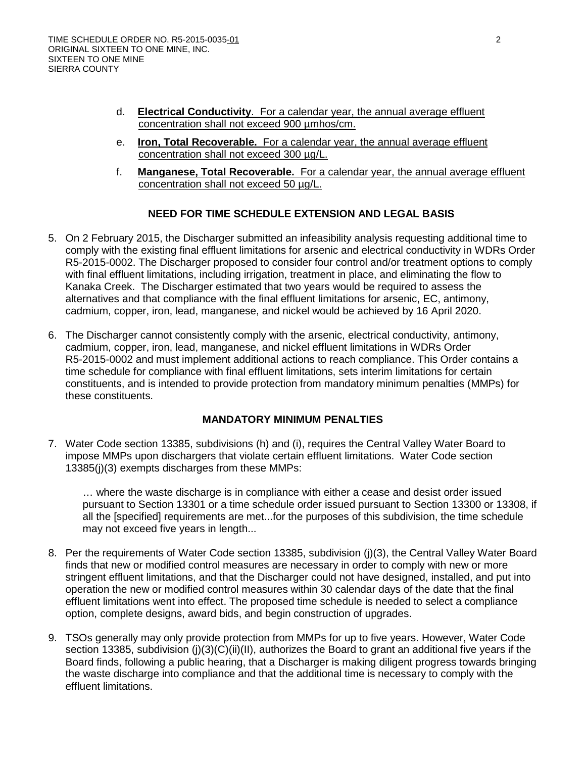d. **Electrical Conductivity**. For a calendar year, the annual average effluent concentration shall not exceed 900 µmhos/cm.

e. **Iron, Total Recoverable.** For a calendar year, the annual average effluent concentration shall not exceed 300 µg/L.

f. **Manganese, Total Recoverable.** For a calendar year, the annual average effluent concentration shall not exceed 50 µg/L.

## NEED FOR TIME SCHEDULE EXTENSION AND LEGAL BASIS

5. On 2 February 2015, the Discharger submitted an infeasibility analysis requesting additional time to comply with the existing final effluent limitations for arsenic and electrical conductivity in WDRs Order R5-2015-0002. The Discharger proposed to consider four control and/or treatment options to comply with final effluent limitations, including irrigation, treatment in place, and eliminating the flow to Kanaka Creek. The Discharger estimated that two years would be required to assess the alternatives and that compliance with the final effluent limitations for arsenic, EC, antimony, cadmium, copper, iron, lead, manganese, and nickel would be achieved by 16 April 2020.

6. The Discharger cannot consistently comply with the arsenic, electrical conductivity, antimony, cadmium, copper, iron, lead, manganese, and nickel effluent limitations in WDRs Order R5-2015-0002 and must implement additional actions to reach compliance. This Order contains a time schedule for compliance with final effluent limitations, sets interim limitations for certain constituents, and is intended to provide protection from mandatory minimum penalties (MMPs) for these constituents.

## MANDATORY MINIMUM PENALTIES

7. Water Code section 13385, subdivisions (h) and (i), requires the Central Valley Water Board to impose MMPs upon dischargers that violate certain effluent limitations. Water Code section 13385(j)(3) exempts discharges from these MMPs:

   … where the waste discharge is in compliance with either a cease and desist order issued pursuant to Section 13301 or a time schedule order issued pursuant to Section 13300 or 13308, if all the [specified] requirements are met...for the purposes of this subdivision, the time schedule may not exceed five years in length...

8. Per the requirements of Water Code section 13385, subdivision (j)(3), the Central Valley Water Board finds that new or modified control measures are necessary in order to comply with new or more stringent effluent limitations, and that the Discharger could not have designed, installed, and put into operation the new or modified control measures within 30 calendar days of the date that the final effluent limitations went into effect. The proposed time schedule is needed to select a compliance option, complete designs, award bids, and begin construction of upgrades.

9. TSOs generally may only provide protection from MMPs for up to five years. However, Water Code section 13385, subdivision (j)(3)(C)(ii)(II), authorizes the Board to grant an additional five years if the Board finds, following a public hearing, that a Discharger is making diligent progress towards bringing the waste discharge into compliance and that the additional time is necessary to comply with the effluent limitations.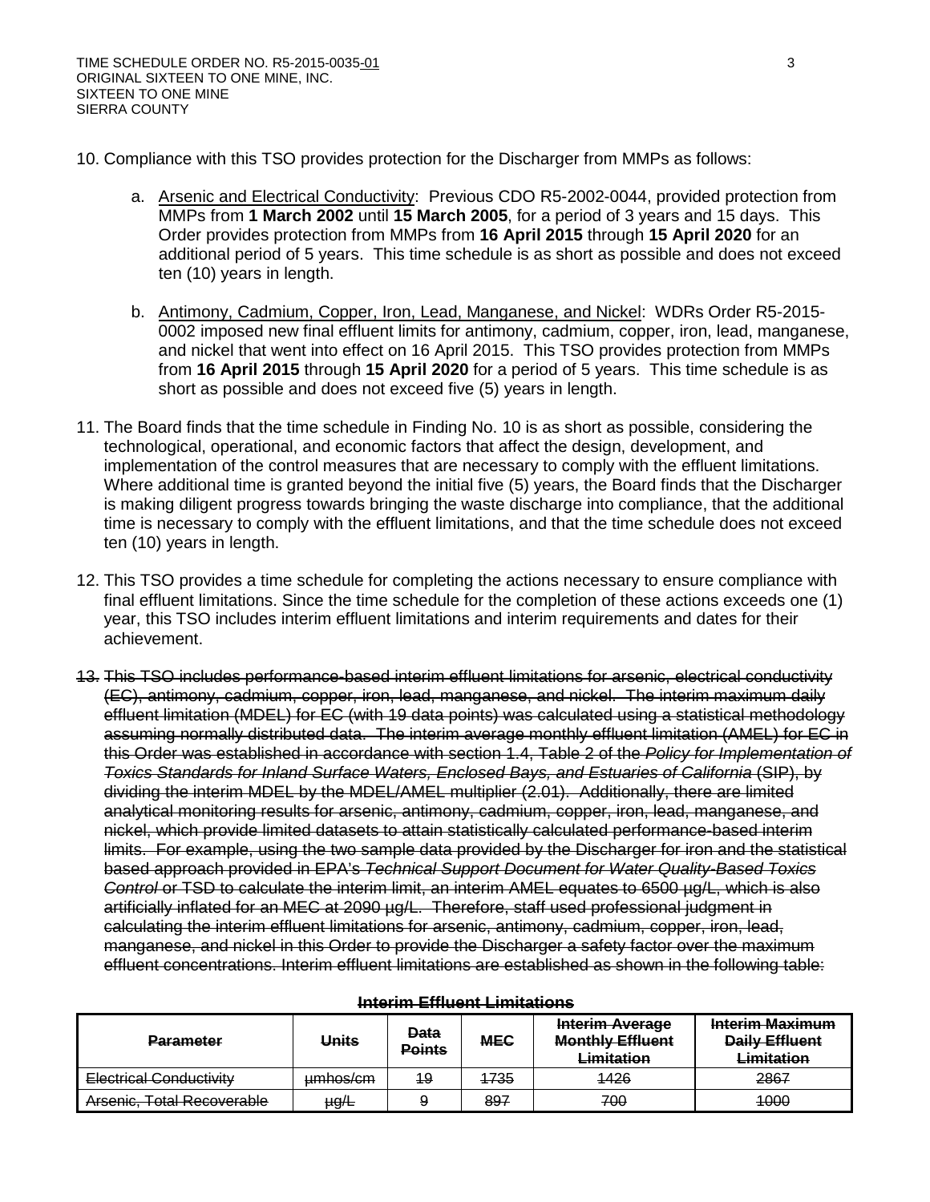10. Compliance with this TSO provides protection for the Discharger from MMPs as follows:

    a. <u>Arsenic and Electrical Conductivity</u>: Previous CDO R5-2002-0044, provided protection from MMPs from **1 March 2002** until **15 March 2005**, for a period of 3 years and 15 days. This Order provides protection from MMPs from **16 April 2015** through **15 April 2020** for an additional period of 5 years. This time schedule is as short as possible and does not exceed ten (10) years in length.

    b. <u>Antimony, Cadmium, Copper, Iron, Lead, Manganese, and Nickel</u>: WDRs Order R5-2015-0002 imposed new final effluent limits for antimony, cadmium, copper, iron, lead, manganese, and nickel that went into effect on 16 April 2015. This TSO provides protection from MMPs from **16 April 2015** through **15 April 2020** for a period of 5 years. This time schedule is as short as possible and does not exceed five (5) years in length.

11. The Board finds that the time schedule in Finding No. 10 is as short as possible, considering the technological, operational, and economic factors that affect the design, development, and implementation of the control measures that are necessary to comply with the effluent limitations. Where additional time is granted beyond the initial five (5) years, the Board finds that the Discharger is making diligent progress towards bringing the waste discharge into compliance, that the additional time is necessary to comply with the effluent limitations, and that the time schedule does not exceed ten (10) years in length.

12. This TSO provides a time schedule for completing the actions necessary to ensure compliance with final effluent limitations. Since the time schedule for the completion of these actions exceeds one (1) year, this TSO includes interim effluent limitations and interim requirements and dates for their achievement.

~~13. This TSO includes performance-based interim effluent limitations for arsenic, electrical conductivity (EC), antimony, cadmium, copper, iron, lead, manganese, and nickel. The interim maximum daily effluent limitation (MDEL) for EC (with 19 data points) was calculated using a statistical methodology assuming normally distributed data. The interim average monthly effluent limitation (AMEL) for EC in this Order was established in accordance with section 1.4, Table 2 of the *Policy for Implementation of Toxics Standards for Inland Surface Waters, Enclosed Bays, and Estuaries of California* (SIP), by dividing the interim MDEL by the MDEL/AMEL multiplier (2.01). Additionally, there are limited analytical monitoring results for arsenic, antimony, cadmium, copper, iron, lead, manganese, and nickel, which provide limited datasets to attain statistically calculated performance-based interim limits. For example, using the two sample data provided by the Discharger for iron and the statistical based approach provided in EPA's *Technical Support Document for Water Quality-Based Toxics Control* or TSD to calculate the interim limit, an interim AMEL equates to 6500 µg/L, which is also artificially inflated for an MEC at 2090 µg/L. Therefore, staff used professional judgment in calculating the interim effluent limitations for arsenic, antimony, cadmium, copper, iron, lead, manganese, and nickel in this Order to provide the Discharger a safety factor over the maximum effluent concentrations. Interim effluent limitations are established as shown in the following table:~~

~~**Interim Effluent Limitations**~~

| ~~**Parameter**~~ | ~~**Units**~~ | ~~**Data Points**~~ | ~~**MEC**~~ | ~~**Interim Average Monthly Effluent Limitation**~~ | ~~**Interim Maximum Daily Effluent Limitation**~~ |
|---|---|---|---|---|---|
| ~~Electrical Conductivity~~ | ~~µmhos/cm~~ | ~~19~~ | ~~1735~~ | ~~1426~~ | ~~2867~~ |
| ~~Arsenic, Total Recoverable~~ | ~~µg/L~~ | ~~9~~ | ~~897~~ | ~~700~~ | ~~1000~~ |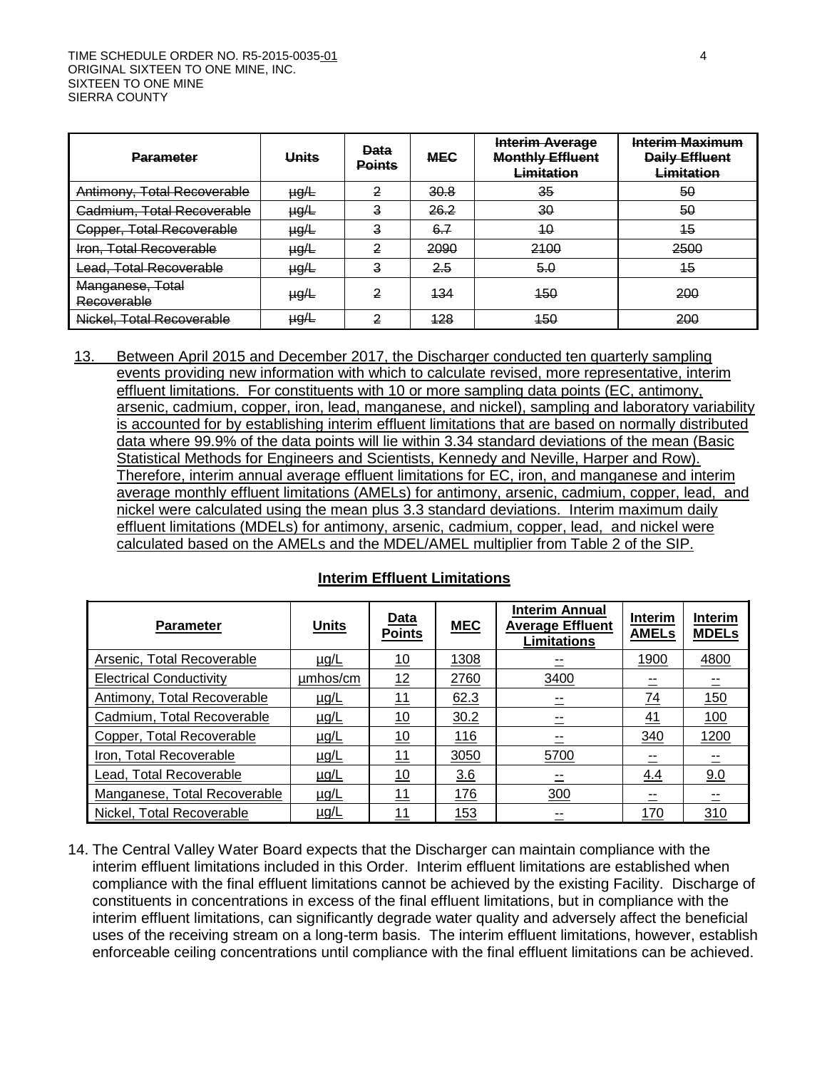| ~~Parameter~~ | ~~Units~~ | ~~Data Points~~ | ~~MEC~~ | ~~Interim Average Monthly Effluent Limitation~~ | ~~Interim Maximum Daily Effluent Limitation~~ |
|---|---|---|---|---|---|
| ~~Antimony, Total Recoverable~~ | ~~µg/L~~ | ~~2~~ | ~~30.8~~ | ~~35~~ | ~~50~~ |
| ~~Cadmium, Total Recoverable~~ | ~~µg/L~~ | ~~3~~ | ~~26.2~~ | ~~30~~ | ~~50~~ |
| ~~Copper, Total Recoverable~~ | ~~µg/L~~ | ~~3~~ | ~~6.7~~ | ~~10~~ | ~~15~~ |
| ~~Iron, Total Recoverable~~ | ~~µg/L~~ | ~~2~~ | ~~2090~~ | ~~2100~~ | ~~2500~~ |
| ~~Lead, Total Recoverable~~ | ~~µg/L~~ | ~~3~~ | ~~2.5~~ | ~~5.0~~ | ~~15~~ |
| ~~Manganese, Total Recoverable~~ | ~~µg/L~~ | ~~2~~ | ~~134~~ | ~~150~~ | ~~200~~ |
| ~~Nickel, Total Recoverable~~ | ~~µg/L~~ | ~~2~~ | ~~128~~ | ~~150~~ | ~~200~~ |

13. Between April 2015 and December 2017, the Discharger conducted ten quarterly sampling events providing new information with which to calculate revised, more representative, interim effluent limitations. For constituents with 10 or more sampling data points (EC, antimony, arsenic, cadmium, copper, iron, lead, manganese, and nickel), sampling and laboratory variability is accounted for by establishing interim effluent limitations that are based on normally distributed data where 99.9% of the data points will lie within 3.34 standard deviations of the mean (Basic Statistical Methods for Engineers and Scientists, Kennedy and Neville, Harper and Row). Therefore, interim annual average effluent limitations for EC, iron, and manganese and interim average monthly effluent limitations (AMELs) for antimony, arsenic, cadmium, copper, lead, and nickel were calculated using the mean plus 3.3 standard deviations. Interim maximum daily effluent limitations (MDELs) for antimony, arsenic, cadmium, copper, lead, and nickel were calculated based on the AMELs and the MDEL/AMEL multiplier from Table 2 of the SIP.

**Interim Effluent Limitations**

| Parameter | Units | Data Points | MEC | Interim Annual Average Effluent Limitations | Interim AMELs | Interim MDELs |
|---|---|---|---|---|---|---|
| Arsenic, Total Recoverable | µg/L | 10 | 1308 | -- | 1900 | 4800 |
| Electrical Conductivity | µmhos/cm | 12 | 2760 | 3400 | -- | -- |
| Antimony, Total Recoverable | µg/L | 11 | 62.3 | -- | 74 | 150 |
| Cadmium, Total Recoverable | µg/L | 10 | 30.2 | -- | 41 | 100 |
| Copper, Total Recoverable | µg/L | 10 | 116 | -- | 340 | 1200 |
| Iron, Total Recoverable | µg/L | 11 | 3050 | 5700 | -- | -- |
| Lead, Total Recoverable | µg/L | 10 | 3.6 | -- | 4.4 | 9.0 |
| Manganese, Total Recoverable | µg/L | 11 | 176 | 300 | -- | -- |
| Nickel, Total Recoverable | µg/L | 11 | 153 | -- | 170 | 310 |

14. The Central Valley Water Board expects that the Discharger can maintain compliance with the interim effluent limitations included in this Order. Interim effluent limitations are established when compliance with the final effluent limitations cannot be achieved by the existing Facility. Discharge of constituents in concentrations in excess of the final effluent limitations, but in compliance with the interim effluent limitations, can significantly degrade water quality and adversely affect the beneficial uses of the receiving stream on a long-term basis. The interim effluent limitations, however, establish enforceable ceiling concentrations until compliance with the final effluent limitations can be achieved.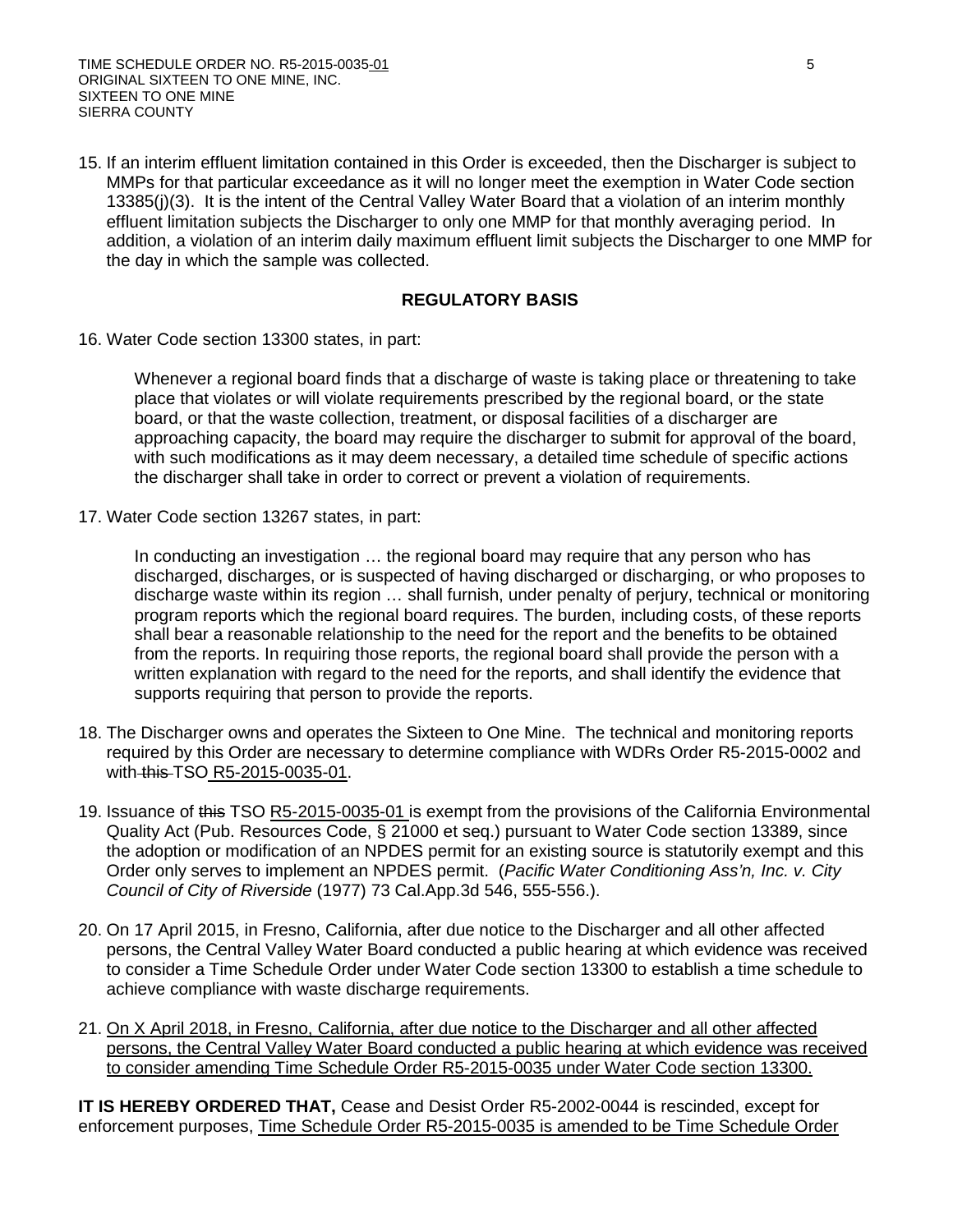15. If an interim effluent limitation contained in this Order is exceeded, then the Discharger is subject to MMPs for that particular exceedance as it will no longer meet the exemption in Water Code section 13385(j)(3). It is the intent of the Central Valley Water Board that a violation of an interim monthly effluent limitation subjects the Discharger to only one MMP for that monthly averaging period. In addition, a violation of an interim daily maximum effluent limit subjects the Discharger to one MMP for the day in which the sample was collected.

## REGULATORY BASIS

16. Water Code section 13300 states, in part:

    Whenever a regional board finds that a discharge of waste is taking place or threatening to take place that violates or will violate requirements prescribed by the regional board, or the state board, or that the waste collection, treatment, or disposal facilities of a discharger are approaching capacity, the board may require the discharger to submit for approval of the board, with such modifications as it may deem necessary, a detailed time schedule of specific actions the discharger shall take in order to correct or prevent a violation of requirements.

17. Water Code section 13267 states, in part:

    In conducting an investigation … the regional board may require that any person who has discharged, discharges, or is suspected of having discharged or discharging, or who proposes to discharge waste within its region … shall furnish, under penalty of perjury, technical or monitoring program reports which the regional board requires. The burden, including costs, of these reports shall bear a reasonable relationship to the need for the report and the benefits to be obtained from the reports. In requiring those reports, the regional board shall provide the person with a written explanation with regard to the need for the reports, and shall identify the evidence that supports requiring that person to provide the reports.

18. The Discharger owns and operates the Sixteen to One Mine. The technical and monitoring reports required by this Order are necessary to determine compliance with WDRs Order R5-2015-0002 and with ~~this~~ TSO R5-2015-0035-01.

19. Issuance of ~~this~~ TSO R5-2015-0035-01 is exempt from the provisions of the California Environmental Quality Act (Pub. Resources Code, § 21000 et seq.) pursuant to Water Code section 13389, since the adoption or modification of an NPDES permit for an existing source is statutorily exempt and this Order only serves to implement an NPDES permit. (*Pacific Water Conditioning Ass'n, Inc. v. City Council of City of Riverside* (1977) 73 Cal.App.3d 546, 555-556.).

20. On 17 April 2015, in Fresno, California, after due notice to the Discharger and all other affected persons, the Central Valley Water Board conducted a public hearing at which evidence was received to consider a Time Schedule Order under Water Code section 13300 to establish a time schedule to achieve compliance with waste discharge requirements.

21. On X April 2018, in Fresno, California, after due notice to the Discharger and all other affected persons, the Central Valley Water Board conducted a public hearing at which evidence was received to consider amending Time Schedule Order R5-2015-0035 under Water Code section 13300.

**IT IS HEREBY ORDERED THAT,** Cease and Desist Order R5-2002-0044 is rescinded, except for enforcement purposes, Time Schedule Order R5-2015-0035 is amended to be Time Schedule Order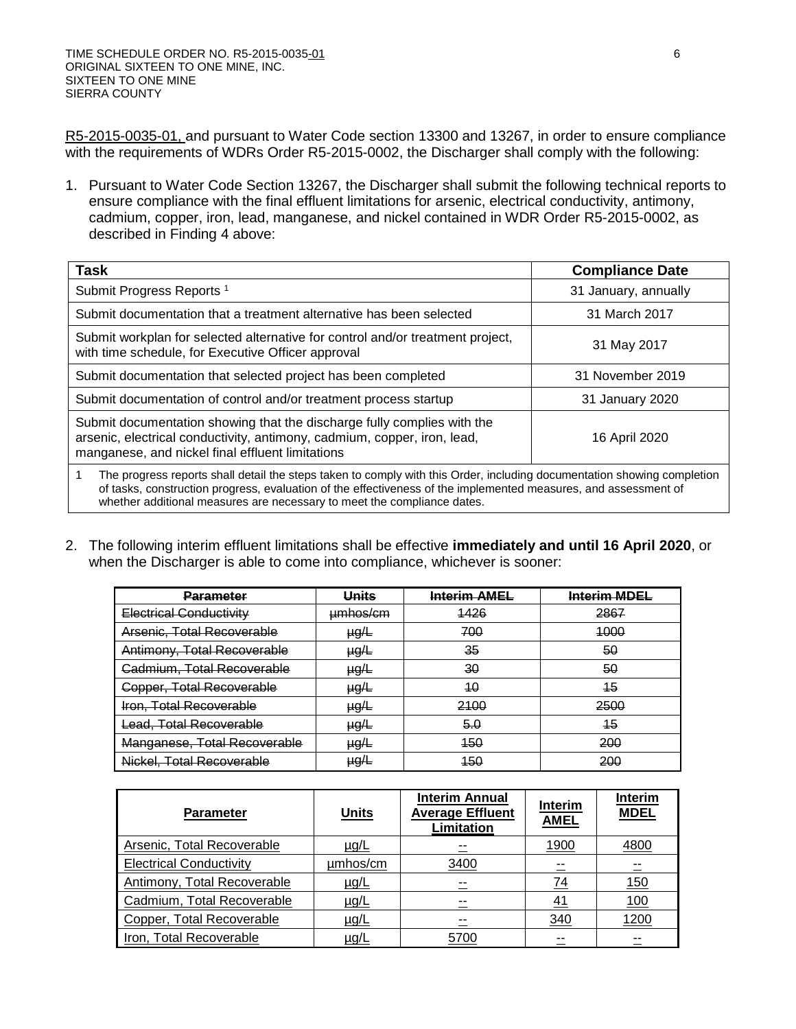R5-2015-0035-01, and pursuant to Water Code section 13300 and 13267, in order to ensure compliance with the requirements of WDRs Order R5-2015-0002, the Discharger shall comply with the following:

1. Pursuant to Water Code Section 13267, the Discharger shall submit the following technical reports to ensure compliance with the final effluent limitations for arsenic, electrical conductivity, antimony, cadmium, copper, iron, lead, manganese, and nickel contained in WDR Order R5-2015-0002, as described in Finding 4 above:

| Task | Compliance Date |
|---|---|
| Submit Progress Reports [1] | 31 January, annually |
| Submit documentation that a treatment alternative has been selected | 31 March 2017 |
| Submit workplan for selected alternative for control and/or treatment project, with time schedule, for Executive Officer approval | 31 May 2017 |
| Submit documentation that selected project has been completed | 31 November 2019 |
| Submit documentation of control and/or treatment process startup | 31 January 2020 |
| Submit documentation showing that the discharge fully complies with the arsenic, electrical conductivity, antimony, cadmium, copper, iron, lead, manganese, and nickel final effluent limitations | 16 April 2020 |

1 The progress reports shall detail the steps taken to comply with this Order, including documentation showing completion of tasks, construction progress, evaluation of the effectiveness of the implemented measures, and assessment of whether additional measures are necessary to meet the compliance dates.

2. The following interim effluent limitations shall be effective **immediately and until 16 April 2020**, or when the Discharger is able to come into compliance, whichever is sooner:

| ~~Parameter~~ | ~~Units~~ | ~~Interim AMEL~~ | ~~Interim MDEL~~ |
|---|---|---|---|
| ~~Electrical Conductivity~~ | ~~µmhos/cm~~ | ~~1426~~ | ~~2867~~ |
| ~~Arsenic, Total Recoverable~~ | ~~µg/L~~ | ~~700~~ | ~~1000~~ |
| ~~Antimony, Total Recoverable~~ | ~~µg/L~~ | ~~35~~ | ~~50~~ |
| ~~Cadmium, Total Recoverable~~ | ~~µg/L~~ | ~~30~~ | ~~50~~ |
| ~~Copper, Total Recoverable~~ | ~~µg/L~~ | ~~10~~ | ~~15~~ |
| ~~Iron, Total Recoverable~~ | ~~µg/L~~ | ~~2100~~ | ~~2500~~ |
| ~~Lead, Total Recoverable~~ | ~~µg/L~~ | ~~5.0~~ | ~~15~~ |
| ~~Manganese, Total Recoverable~~ | ~~µg/L~~ | ~~150~~ | ~~200~~ |
| ~~Nickel, Total Recoverable~~ | ~~µg/L~~ | ~~150~~ | ~~200~~ |

| Parameter | Units | Interim Annual Average Effluent Limitation | Interim AMEL | Interim MDEL |
|---|---|---|---|---|
| Arsenic, Total Recoverable | µg/L | -- | 1900 | 4800 |
| Electrical Conductivity | µmhos/cm | 3400 | -- | -- |
| Antimony, Total Recoverable | µg/L | -- | 74 | 150 |
| Cadmium, Total Recoverable | µg/L | -- | 41 | 100 |
| Copper, Total Recoverable | µg/L | -- | 340 | 1200 |
| Iron, Total Recoverable | µg/L | 5700 | -- | -- |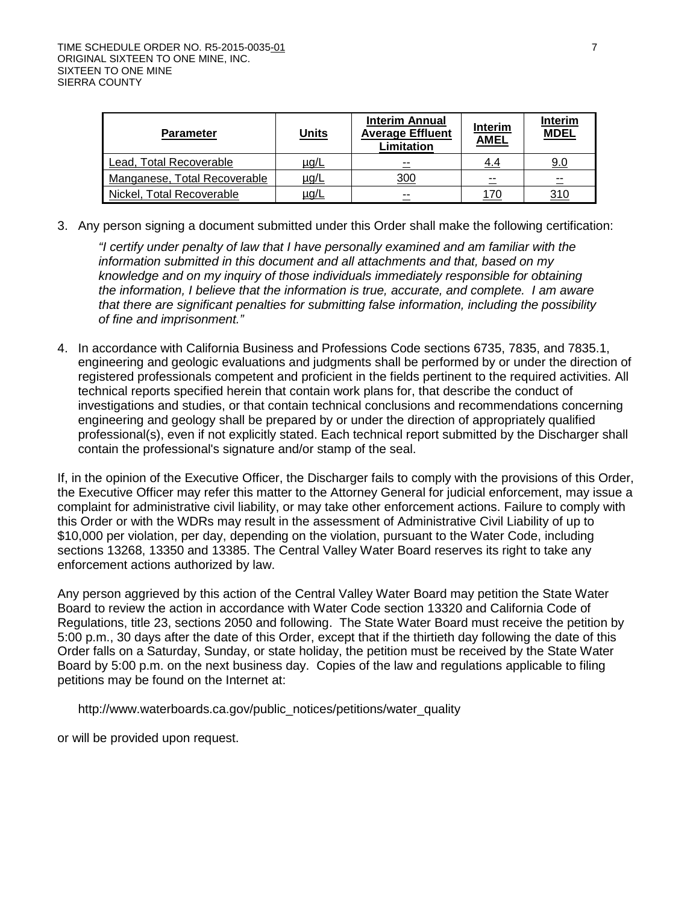| Parameter | Units | Interim Annual Average Effluent Limitation | Interim AMEL | Interim MDEL |
|---|---|---|---|---|
| Lead, Total Recoverable | µg/L | -- | 4.4 | 9.0 |
| Manganese, Total Recoverable | µg/L | 300 | -- | -- |
| Nickel, Total Recoverable | µg/L | -- | 170 | 310 |

3. Any person signing a document submitted under this Order shall make the following certification:

   *"I certify under penalty of law that I have personally examined and am familiar with the information submitted in this document and all attachments and that, based on my knowledge and on my inquiry of those individuals immediately responsible for obtaining the information, I believe that the information is true, accurate, and complete. I am aware that there are significant penalties for submitting false information, including the possibility of fine and imprisonment."*

4. In accordance with California Business and Professions Code sections 6735, 7835, and 7835.1, engineering and geologic evaluations and judgments shall be performed by or under the direction of registered professionals competent and proficient in the fields pertinent to the required activities. All technical reports specified herein that contain work plans for, that describe the conduct of investigations and studies, or that contain technical conclusions and recommendations concerning engineering and geology shall be prepared by or under the direction of appropriately qualified professional(s), even if not explicitly stated. Each technical report submitted by the Discharger shall contain the professional's signature and/or stamp of the seal.

If, in the opinion of the Executive Officer, the Discharger fails to comply with the provisions of this Order, the Executive Officer may refer this matter to the Attorney General for judicial enforcement, may issue a complaint for administrative civil liability, or may take other enforcement actions. Failure to comply with this Order or with the WDRs may result in the assessment of Administrative Civil Liability of up to $10,000 per violation, per day, depending on the violation, pursuant to the Water Code, including sections 13268, 13350 and 13385. The Central Valley Water Board reserves its right to take any enforcement actions authorized by law.

Any person aggrieved by this action of the Central Valley Water Board may petition the State Water Board to review the action in accordance with Water Code section 13320 and California Code of Regulations, title 23, sections 2050 and following. The State Water Board must receive the petition by 5:00 p.m., 30 days after the date of this Order, except that if the thirtieth day following the date of this Order falls on a Saturday, Sunday, or state holiday, the petition must be received by the State Water Board by 5:00 p.m. on the next business day. Copies of the law and regulations applicable to filing petitions may be found on the Internet at:

http://www.waterboards.ca.gov/public_notices/petitions/water_quality

or will be provided upon request.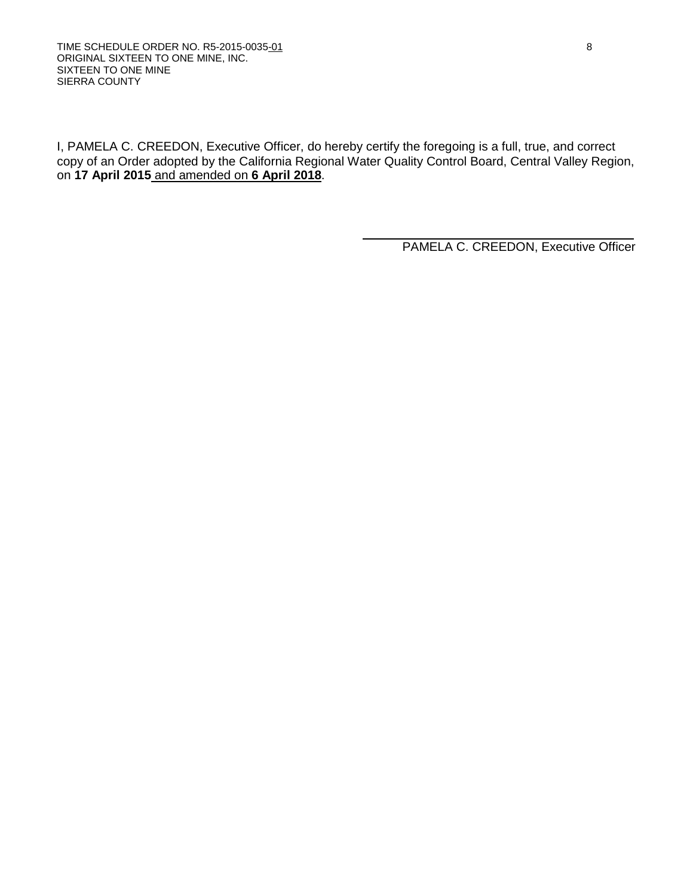I, PAMELA C. CREEDON, Executive Officer, do hereby certify the foregoing is a full, true, and correct copy of an Order adopted by the California Regional Water Quality Control Board, Central Valley Region, on **17 April 2015** and amended on **6 April 2018**.

PAMELA C. CREEDON, Executive Officer